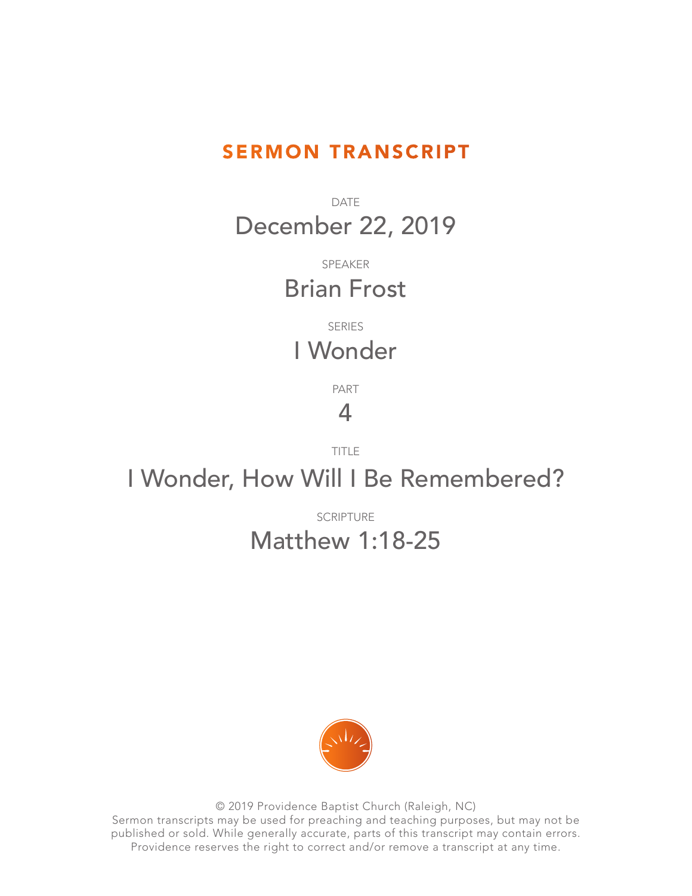# SERMON TRANSCRIPT

DATE

December 22, 2019

SPEAKER

Brian Frost

SERIES

I Wonder

PART

4

TITLE

I Wonder, How Will I Be Remembered?

SCRIPTURE

Matthew 1:18-25

© 2019 Providence Baptist Church (Raleigh, NC)
Sermon transcripts may be used for preaching and teaching purposes, but may not be published or sold. While generally accurate, parts of this transcript may contain errors. Providence reserves the right to correct and/or remove a transcript at any time.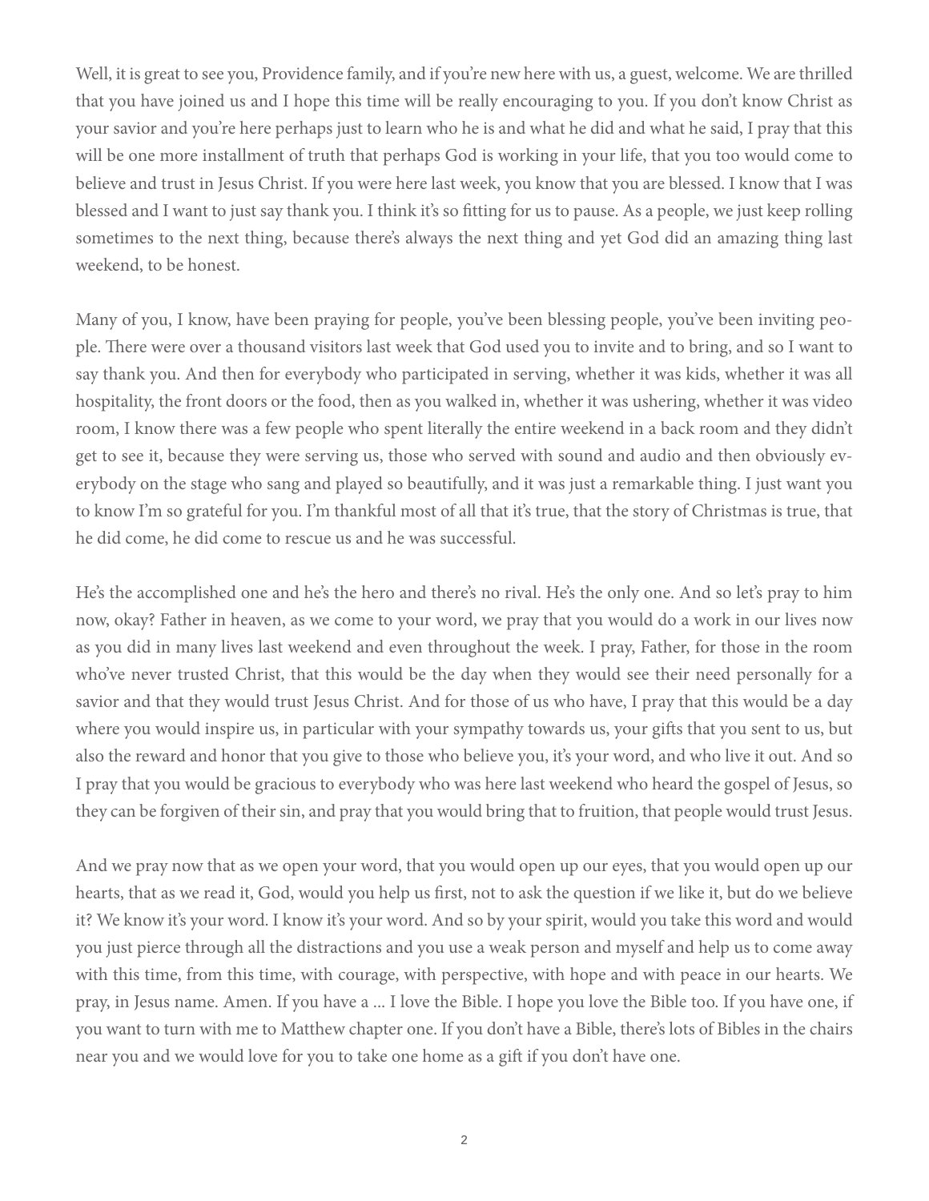Well, it is great to see you, Providence family, and if you're new here with us, a guest, welcome. We are thrilled that you have joined us and I hope this time will be really encouraging to you. If you don't know Christ as your savior and you're here perhaps just to learn who he is and what he did and what he said, I pray that this will be one more installment of truth that perhaps God is working in your life, that you too would come to believe and trust in Jesus Christ. If you were here last week, you know that you are blessed. I know that I was blessed and I want to just say thank you. I think it's so fitting for us to pause. As a people, we just keep rolling sometimes to the next thing, because there's always the next thing and yet God did an amazing thing last weekend, to be honest.

Many of you, I know, have been praying for people, you've been blessing people, you've been inviting people. There were over a thousand visitors last week that God used you to invite and to bring, and so I want to say thank you. And then for everybody who participated in serving, whether it was kids, whether it was all hospitality, the front doors or the food, then as you walked in, whether it was ushering, whether it was video room, I know there was a few people who spent literally the entire weekend in a back room and they didn't get to see it, because they were serving us, those who served with sound and audio and then obviously everybody on the stage who sang and played so beautifully, and it was just a remarkable thing. I just want you to know I'm so grateful for you. I'm thankful most of all that it's true, that the story of Christmas is true, that he did come, he did come to rescue us and he was successful.

He's the accomplished one and he's the hero and there's no rival. He's the only one. And so let's pray to him now, okay? Father in heaven, as we come to your word, we pray that you would do a work in our lives now as you did in many lives last weekend and even throughout the week. I pray, Father, for those in the room who've never trusted Christ, that this would be the day when they would see their need personally for a savior and that they would trust Jesus Christ. And for those of us who have, I pray that this would be a day where you would inspire us, in particular with your sympathy towards us, your gifts that you sent to us, but also the reward and honor that you give to those who believe you, it's your word, and who live it out. And so I pray that you would be gracious to everybody who was here last weekend who heard the gospel of Jesus, so they can be forgiven of their sin, and pray that you would bring that to fruition, that people would trust Jesus.

And we pray now that as we open your word, that you would open up our eyes, that you would open up our hearts, that as we read it, God, would you help us first, not to ask the question if we like it, but do we believe it? We know it's your word. I know it's your word. And so by your spirit, would you take this word and would you just pierce through all the distractions and you use a weak person and myself and help us to come away with this time, from this time, with courage, with perspective, with hope and with peace in our hearts. We pray, in Jesus name. Amen. If you have a ... I love the Bible. I hope you love the Bible too. If you have one, if you want to turn with me to Matthew chapter one. If you don't have a Bible, there's lots of Bibles in the chairs near you and we would love for you to take one home as a gift if you don't have one.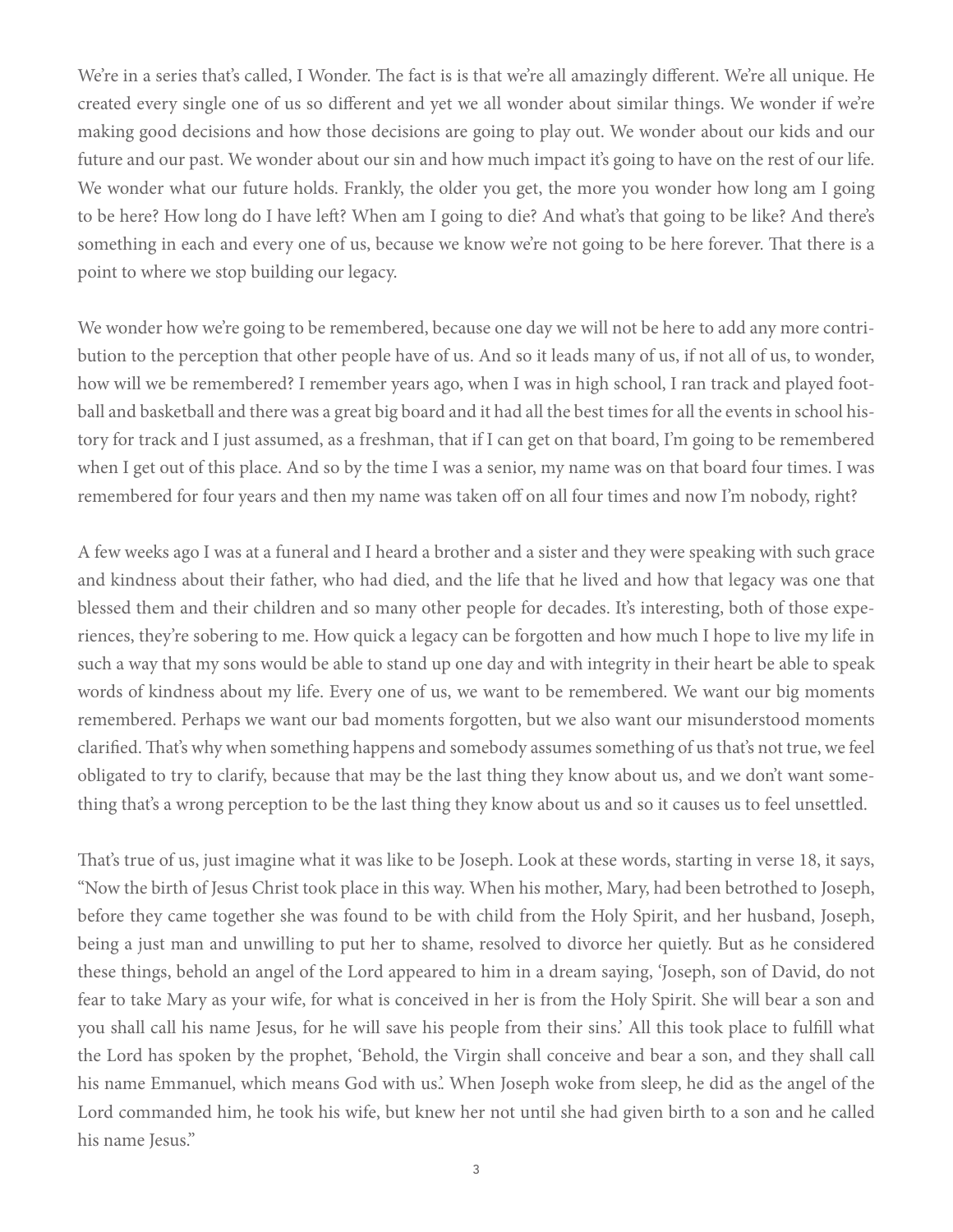We're in a series that's called, I Wonder. The fact is is that we're all amazingly different. We're all unique. He created every single one of us so different and yet we all wonder about similar things. We wonder if we're making good decisions and how those decisions are going to play out. We wonder about our kids and our future and our past. We wonder about our sin and how much impact it's going to have on the rest of our life. We wonder what our future holds. Frankly, the older you get, the more you wonder how long am I going to be here? How long do I have left? When am I going to die? And what's that going to be like? And there's something in each and every one of us, because we know we're not going to be here forever. That there is a point to where we stop building our legacy.

We wonder how we're going to be remembered, because one day we will not be here to add any more contribution to the perception that other people have of us. And so it leads many of us, if not all of us, to wonder, how will we be remembered? I remember years ago, when I was in high school, I ran track and played football and basketball and there was a great big board and it had all the best times for all the events in school history for track and I just assumed, as a freshman, that if I can get on that board, I'm going to be remembered when I get out of this place. And so by the time I was a senior, my name was on that board four times. I was remembered for four years and then my name was taken off on all four times and now I'm nobody, right?

A few weeks ago I was at a funeral and I heard a brother and a sister and they were speaking with such grace and kindness about their father, who had died, and the life that he lived and how that legacy was one that blessed them and their children and so many other people for decades. It's interesting, both of those experiences, they're sobering to me. How quick a legacy can be forgotten and how much I hope to live my life in such a way that my sons would be able to stand up one day and with integrity in their heart be able to speak words of kindness about my life. Every one of us, we want to be remembered. We want our big moments remembered. Perhaps we want our bad moments forgotten, but we also want our misunderstood moments clarified. That's why when something happens and somebody assumes something of us that's not true, we feel obligated to try to clarify, because that may be the last thing they know about us, and we don't want something that's a wrong perception to be the last thing they know about us and so it causes us to feel unsettled.

That's true of us, just imagine what it was like to be Joseph. Look at these words, starting in verse 18, it says, "Now the birth of Jesus Christ took place in this way. When his mother, Mary, had been betrothed to Joseph, before they came together she was found to be with child from the Holy Spirit, and her husband, Joseph, being a just man and unwilling to put her to shame, resolved to divorce her quietly. But as he considered these things, behold an angel of the Lord appeared to him in a dream saying, 'Joseph, son of David, do not fear to take Mary as your wife, for what is conceived in her is from the Holy Spirit. She will bear a son and you shall call his name Jesus, for he will save his people from their sins.' All this took place to fulfill what the Lord has spoken by the prophet, 'Behold, the Virgin shall conceive and bear a son, and they shall call his name Emmanuel, which means God with us.'. When Joseph woke from sleep, he did as the angel of the Lord commanded him, he took his wife, but knew her not until she had given birth to a son and he called his name Jesus."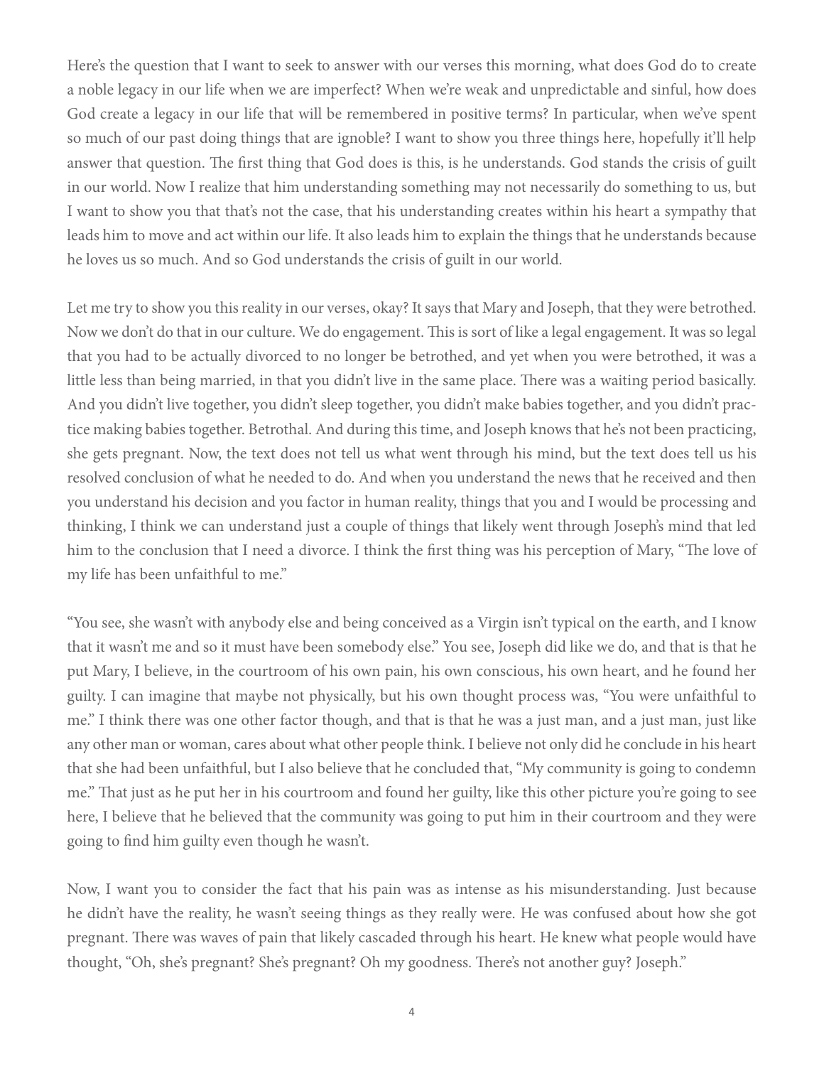Here's the question that I want to seek to answer with our verses this morning, what does God do to create a noble legacy in our life when we are imperfect? When we're weak and unpredictable and sinful, how does God create a legacy in our life that will be remembered in positive terms? In particular, when we've spent so much of our past doing things that are ignoble? I want to show you three things here, hopefully it'll help answer that question. The first thing that God does is this, is he understands. God stands the crisis of guilt in our world. Now I realize that him understanding something may not necessarily do something to us, but I want to show you that that's not the case, that his understanding creates within his heart a sympathy that leads him to move and act within our life. It also leads him to explain the things that he understands because he loves us so much. And so God understands the crisis of guilt in our world.

Let me try to show you this reality in our verses, okay? It says that Mary and Joseph, that they were betrothed. Now we don't do that in our culture. We do engagement. This is sort of like a legal engagement. It was so legal that you had to be actually divorced to no longer be betrothed, and yet when you were betrothed, it was a little less than being married, in that you didn't live in the same place. There was a waiting period basically. And you didn't live together, you didn't sleep together, you didn't make babies together, and you didn't practice making babies together. Betrothal. And during this time, and Joseph knows that he's not been practicing, she gets pregnant. Now, the text does not tell us what went through his mind, but the text does tell us his resolved conclusion of what he needed to do. And when you understand the news that he received and then you understand his decision and you factor in human reality, things that you and I would be processing and thinking, I think we can understand just a couple of things that likely went through Joseph's mind that led him to the conclusion that I need a divorce. I think the first thing was his perception of Mary, "The love of my life has been unfaithful to me."

"You see, she wasn't with anybody else and being conceived as a Virgin isn't typical on the earth, and I know that it wasn't me and so it must have been somebody else." You see, Joseph did like we do, and that is that he put Mary, I believe, in the courtroom of his own pain, his own conscious, his own heart, and he found her guilty. I can imagine that maybe not physically, but his own thought process was, "You were unfaithful to me." I think there was one other factor though, and that is that he was a just man, and a just man, just like any other man or woman, cares about what other people think. I believe not only did he conclude in his heart that she had been unfaithful, but I also believe that he concluded that, "My community is going to condemn me." That just as he put her in his courtroom and found her guilty, like this other picture you're going to see here, I believe that he believed that the community was going to put him in their courtroom and they were going to find him guilty even though he wasn't.

Now, I want you to consider the fact that his pain was as intense as his misunderstanding. Just because he didn't have the reality, he wasn't seeing things as they really were. He was confused about how she got pregnant. There was waves of pain that likely cascaded through his heart. He knew what people would have thought, "Oh, she's pregnant? She's pregnant? Oh my goodness. There's not another guy? Joseph."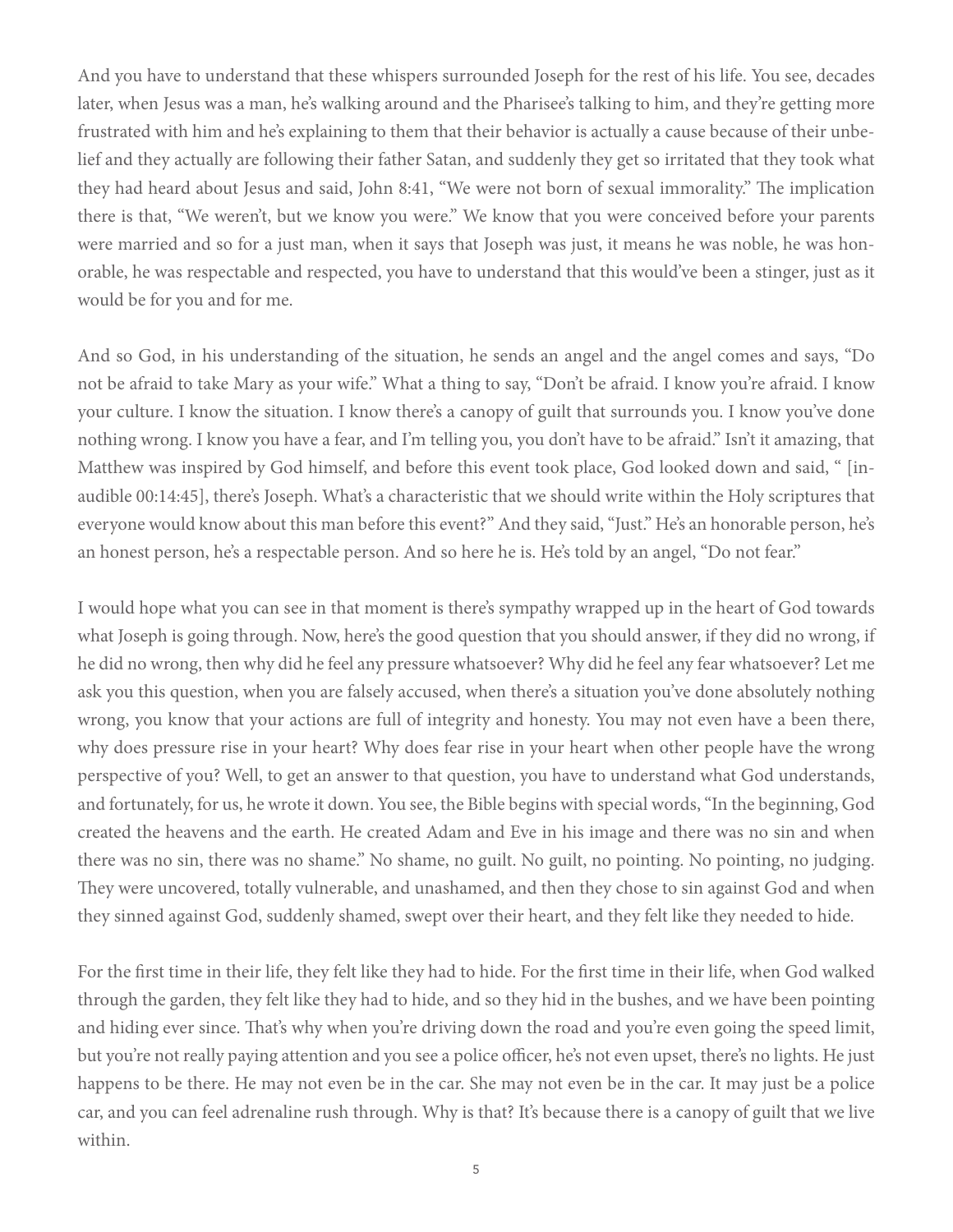And you have to understand that these whispers surrounded Joseph for the rest of his life. You see, decades later, when Jesus was a man, he's walking around and the Pharisee's talking to him, and they're getting more frustrated with him and he's explaining to them that their behavior is actually a cause because of their unbelief and they actually are following their father Satan, and suddenly they get so irritated that they took what they had heard about Jesus and said, John 8:41, "We were not born of sexual immorality." The implication there is that, "We weren't, but we know you were." We know that you were conceived before your parents were married and so for a just man, when it says that Joseph was just, it means he was noble, he was honorable, he was respectable and respected, you have to understand that this would've been a stinger, just as it would be for you and for me.

And so God, in his understanding of the situation, he sends an angel and the angel comes and says, "Do not be afraid to take Mary as your wife." What a thing to say, "Don't be afraid. I know you're afraid. I know your culture. I know the situation. I know there's a canopy of guilt that surrounds you. I know you've done nothing wrong. I know you have a fear, and I'm telling you, you don't have to be afraid." Isn't it amazing, that Matthew was inspired by God himself, and before this event took place, God looked down and said, " [inaudible 00:14:45], there's Joseph. What's a characteristic that we should write within the Holy scriptures that everyone would know about this man before this event?" And they said, "Just." He's an honorable person, he's an honest person, he's a respectable person. And so here he is. He's told by an angel, "Do not fear."

I would hope what you can see in that moment is there's sympathy wrapped up in the heart of God towards what Joseph is going through. Now, here's the good question that you should answer, if they did no wrong, if he did no wrong, then why did he feel any pressure whatsoever? Why did he feel any fear whatsoever? Let me ask you this question, when you are falsely accused, when there's a situation you've done absolutely nothing wrong, you know that your actions are full of integrity and honesty. You may not even have a been there, why does pressure rise in your heart? Why does fear rise in your heart when other people have the wrong perspective of you? Well, to get an answer to that question, you have to understand what God understands, and fortunately, for us, he wrote it down. You see, the Bible begins with special words, "In the beginning, God created the heavens and the earth. He created Adam and Eve in his image and there was no sin and when there was no sin, there was no shame." No shame, no guilt. No guilt, no pointing. No pointing, no judging. They were uncovered, totally vulnerable, and unashamed, and then they chose to sin against God and when they sinned against God, suddenly shamed, swept over their heart, and they felt like they needed to hide.

For the first time in their life, they felt like they had to hide. For the first time in their life, when God walked through the garden, they felt like they had to hide, and so they hid in the bushes, and we have been pointing and hiding ever since. That's why when you're driving down the road and you're even going the speed limit, but you're not really paying attention and you see a police officer, he's not even upset, there's no lights. He just happens to be there. He may not even be in the car. She may not even be in the car. It may just be a police car, and you can feel adrenaline rush through. Why is that? It's because there is a canopy of guilt that we live within.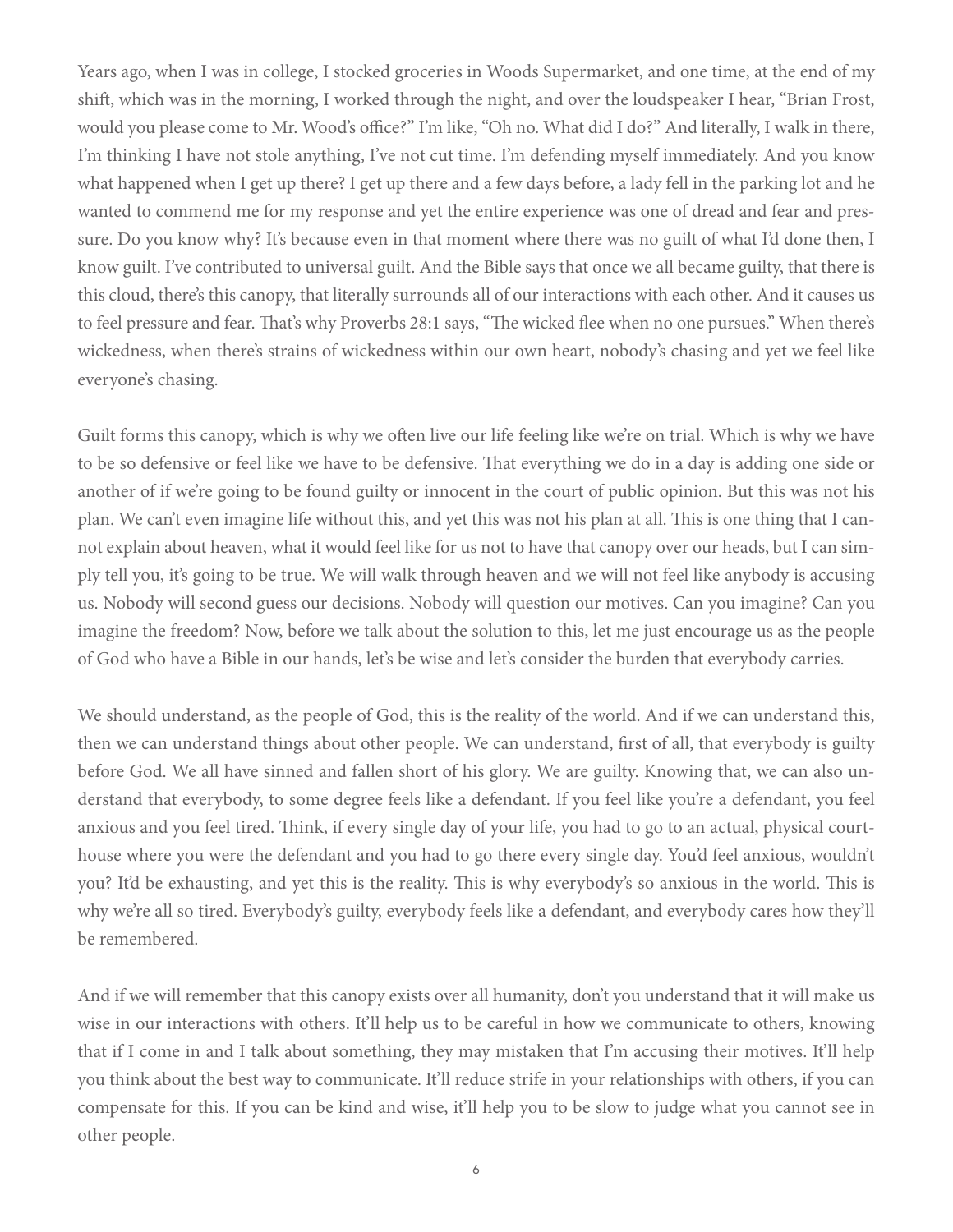Years ago, when I was in college, I stocked groceries in Woods Supermarket, and one time, at the end of my shift, which was in the morning, I worked through the night, and over the loudspeaker I hear, "Brian Frost, would you please come to Mr. Wood's office?" I'm like, "Oh no. What did I do?" And literally, I walk in there, I'm thinking I have not stole anything, I've not cut time. I'm defending myself immediately. And you know what happened when I get up there? I get up there and a few days before, a lady fell in the parking lot and he wanted to commend me for my response and yet the entire experience was one of dread and fear and pressure. Do you know why? It's because even in that moment where there was no guilt of what I'd done then, I know guilt. I've contributed to universal guilt. And the Bible says that once we all became guilty, that there is this cloud, there's this canopy, that literally surrounds all of our interactions with each other. And it causes us to feel pressure and fear. That's why Proverbs 28:1 says, "The wicked flee when no one pursues." When there's wickedness, when there's strains of wickedness within our own heart, nobody's chasing and yet we feel like everyone's chasing.

Guilt forms this canopy, which is why we often live our life feeling like we're on trial. Which is why we have to be so defensive or feel like we have to be defensive. That everything we do in a day is adding one side or another of if we're going to be found guilty or innocent in the court of public opinion. But this was not his plan. We can't even imagine life without this, and yet this was not his plan at all. This is one thing that I cannot explain about heaven, what it would feel like for us not to have that canopy over our heads, but I can simply tell you, it's going to be true. We will walk through heaven and we will not feel like anybody is accusing us. Nobody will second guess our decisions. Nobody will question our motives. Can you imagine? Can you imagine the freedom? Now, before we talk about the solution to this, let me just encourage us as the people of God who have a Bible in our hands, let's be wise and let's consider the burden that everybody carries.

We should understand, as the people of God, this is the reality of the world. And if we can understand this, then we can understand things about other people. We can understand, first of all, that everybody is guilty before God. We all have sinned and fallen short of his glory. We are guilty. Knowing that, we can also understand that everybody, to some degree feels like a defendant. If you feel like you're a defendant, you feel anxious and you feel tired. Think, if every single day of your life, you had to go to an actual, physical courthouse where you were the defendant and you had to go there every single day. You'd feel anxious, wouldn't you? It'd be exhausting, and yet this is the reality. This is why everybody's so anxious in the world. This is why we're all so tired. Everybody's guilty, everybody feels like a defendant, and everybody cares how they'll be remembered.

And if we will remember that this canopy exists over all humanity, don't you understand that it will make us wise in our interactions with others. It'll help us to be careful in how we communicate to others, knowing that if I come in and I talk about something, they may mistaken that I'm accusing their motives. It'll help you think about the best way to communicate. It'll reduce strife in your relationships with others, if you can compensate for this. If you can be kind and wise, it'll help you to be slow to judge what you cannot see in other people.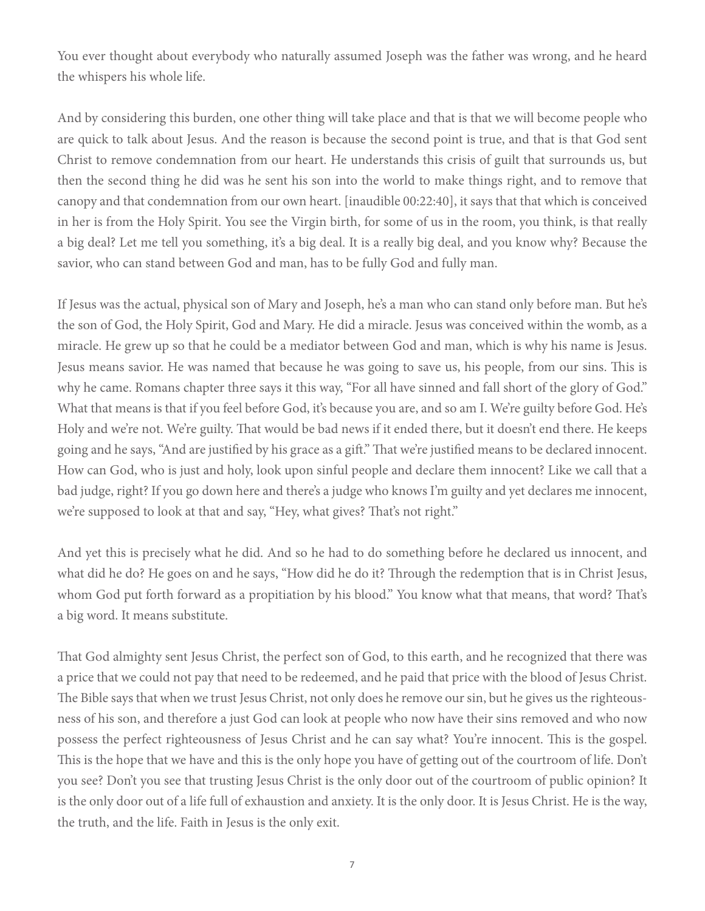You ever thought about everybody who naturally assumed Joseph was the father was wrong, and he heard the whispers his whole life.

And by considering this burden, one other thing will take place and that is that we will become people who are quick to talk about Jesus. And the reason is because the second point is true, and that is that God sent Christ to remove condemnation from our heart. He understands this crisis of guilt that surrounds us, but then the second thing he did was he sent his son into the world to make things right, and to remove that canopy and that condemnation from our own heart. [inaudible 00:22:40], it says that that which is conceived in her is from the Holy Spirit. You see the Virgin birth, for some of us in the room, you think, is that really a big deal? Let me tell you something, it's a big deal. It is a really big deal, and you know why? Because the savior, who can stand between God and man, has to be fully God and fully man.

If Jesus was the actual, physical son of Mary and Joseph, he's a man who can stand only before man. But he's the son of God, the Holy Spirit, God and Mary. He did a miracle. Jesus was conceived within the womb, as a miracle. He grew up so that he could be a mediator between God and man, which is why his name is Jesus. Jesus means savior. He was named that because he was going to save us, his people, from our sins. This is why he came. Romans chapter three says it this way, "For all have sinned and fall short of the glory of God." What that means is that if you feel before God, it's because you are, and so am I. We're guilty before God. He's Holy and we're not. We're guilty. That would be bad news if it ended there, but it doesn't end there. He keeps going and he says, "And are justified by his grace as a gift." That we're justified means to be declared innocent. How can God, who is just and holy, look upon sinful people and declare them innocent? Like we call that a bad judge, right? If you go down here and there's a judge who knows I'm guilty and yet declares me innocent, we're supposed to look at that and say, "Hey, what gives? That's not right."

And yet this is precisely what he did. And so he had to do something before he declared us innocent, and what did he do? He goes on and he says, "How did he do it? Through the redemption that is in Christ Jesus, whom God put forth forward as a propitiation by his blood." You know what that means, that word? That's a big word. It means substitute.

That God almighty sent Jesus Christ, the perfect son of God, to this earth, and he recognized that there was a price that we could not pay that need to be redeemed, and he paid that price with the blood of Jesus Christ. The Bible says that when we trust Jesus Christ, not only does he remove our sin, but he gives us the righteousness of his son, and therefore a just God can look at people who now have their sins removed and who now possess the perfect righteousness of Jesus Christ and he can say what? You're innocent. This is the gospel. This is the hope that we have and this is the only hope you have of getting out of the courtroom of life. Don't you see? Don't you see that trusting Jesus Christ is the only door out of the courtroom of public opinion? It is the only door out of a life full of exhaustion and anxiety. It is the only door. It is Jesus Christ. He is the way, the truth, and the life. Faith in Jesus is the only exit.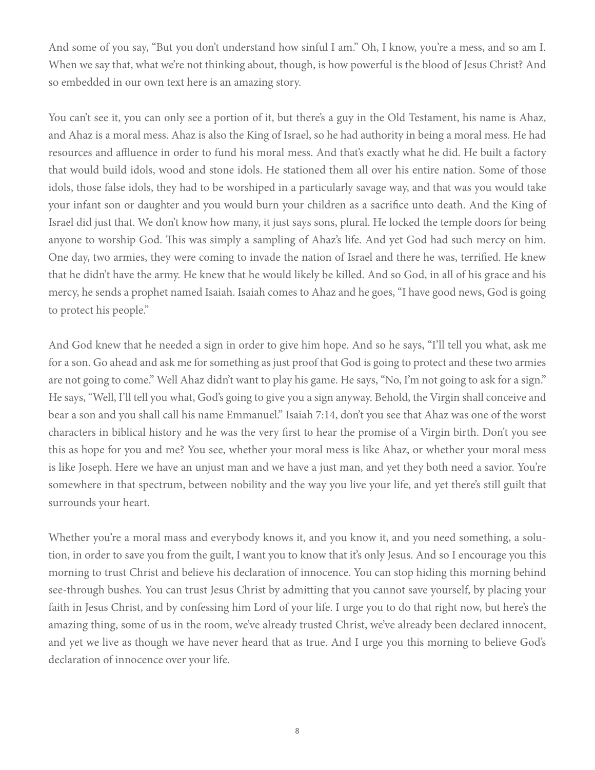And some of you say, "But you don't understand how sinful I am." Oh, I know, you're a mess, and so am I. When we say that, what we're not thinking about, though, is how powerful is the blood of Jesus Christ? And so embedded in our own text here is an amazing story.

You can't see it, you can only see a portion of it, but there's a guy in the Old Testament, his name is Ahaz, and Ahaz is a moral mess. Ahaz is also the King of Israel, so he had authority in being a moral mess. He had resources and affluence in order to fund his moral mess. And that's exactly what he did. He built a factory that would build idols, wood and stone idols. He stationed them all over his entire nation. Some of those idols, those false idols, they had to be worshiped in a particularly savage way, and that was you would take your infant son or daughter and you would burn your children as a sacrifice unto death. And the King of Israel did just that. We don't know how many, it just says sons, plural. He locked the temple doors for being anyone to worship God. This was simply a sampling of Ahaz's life. And yet God had such mercy on him. One day, two armies, they were coming to invade the nation of Israel and there he was, terrified. He knew that he didn't have the army. He knew that he would likely be killed. And so God, in all of his grace and his mercy, he sends a prophet named Isaiah. Isaiah comes to Ahaz and he goes, "I have good news, God is going to protect his people."

And God knew that he needed a sign in order to give him hope. And so he says, "I'll tell you what, ask me for a son. Go ahead and ask me for something as just proof that God is going to protect and these two armies are not going to come." Well Ahaz didn't want to play his game. He says, "No, I'm not going to ask for a sign." He says, "Well, I'll tell you what, God's going to give you a sign anyway. Behold, the Virgin shall conceive and bear a son and you shall call his name Emmanuel." Isaiah 7:14, don't you see that Ahaz was one of the worst characters in biblical history and he was the very first to hear the promise of a Virgin birth. Don't you see this as hope for you and me? You see, whether your moral mess is like Ahaz, or whether your moral mess is like Joseph. Here we have an unjust man and we have a just man, and yet they both need a savior. You're somewhere in that spectrum, between nobility and the way you live your life, and yet there's still guilt that surrounds your heart.

Whether you're a moral mass and everybody knows it, and you know it, and you need something, a solution, in order to save you from the guilt, I want you to know that it's only Jesus. And so I encourage you this morning to trust Christ and believe his declaration of innocence. You can stop hiding this morning behind see-through bushes. You can trust Jesus Christ by admitting that you cannot save yourself, by placing your faith in Jesus Christ, and by confessing him Lord of your life. I urge you to do that right now, but here's the amazing thing, some of us in the room, we've already trusted Christ, we've already been declared innocent, and yet we live as though we have never heard that as true. And I urge you this morning to believe God's declaration of innocence over your life.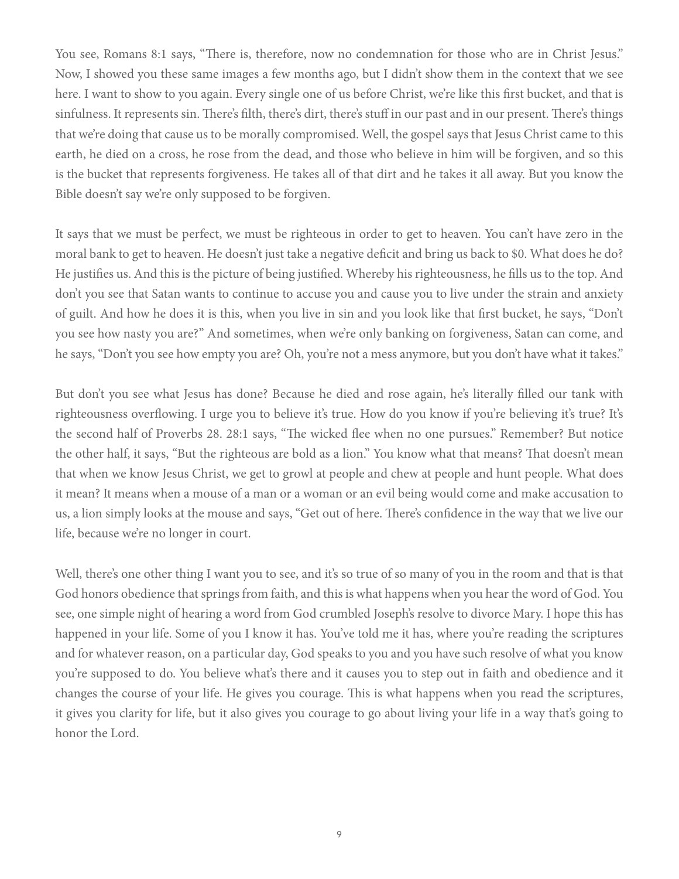You see, Romans 8:1 says, "There is, therefore, now no condemnation for those who are in Christ Jesus." Now, I showed you these same images a few months ago, but I didn't show them in the context that we see here. I want to show to you again. Every single one of us before Christ, we're like this first bucket, and that is sinfulness. It represents sin. There's filth, there's dirt, there's stuff in our past and in our present. There's things that we're doing that cause us to be morally compromised. Well, the gospel says that Jesus Christ came to this earth, he died on a cross, he rose from the dead, and those who believe in him will be forgiven, and so this is the bucket that represents forgiveness. He takes all of that dirt and he takes it all away. But you know the Bible doesn't say we're only supposed to be forgiven.

It says that we must be perfect, we must be righteous in order to get to heaven. You can't have zero in the moral bank to get to heaven. He doesn't just take a negative deficit and bring us back to $0. What does he do? He justifies us. And this is the picture of being justified. Whereby his righteousness, he fills us to the top. And don't you see that Satan wants to continue to accuse you and cause you to live under the strain and anxiety of guilt. And how he does it is this, when you live in sin and you look like that first bucket, he says, "Don't you see how nasty you are?" And sometimes, when we're only banking on forgiveness, Satan can come, and he says, "Don't you see how empty you are? Oh, you're not a mess anymore, but you don't have what it takes."

But don't you see what Jesus has done? Because he died and rose again, he's literally filled our tank with righteousness overflowing. I urge you to believe it's true. How do you know if you're believing it's true? It's the second half of Proverbs 28. 28:1 says, "The wicked flee when no one pursues." Remember? But notice the other half, it says, "But the righteous are bold as a lion." You know what that means? That doesn't mean that when we know Jesus Christ, we get to growl at people and chew at people and hunt people. What does it mean? It means when a mouse of a man or a woman or an evil being would come and make accusation to us, a lion simply looks at the mouse and says, "Get out of here. There's confidence in the way that we live our life, because we're no longer in court.

Well, there's one other thing I want you to see, and it's so true of so many of you in the room and that is that God honors obedience that springs from faith, and this is what happens when you hear the word of God. You see, one simple night of hearing a word from God crumbled Joseph's resolve to divorce Mary. I hope this has happened in your life. Some of you I know it has. You've told me it has, where you're reading the scriptures and for whatever reason, on a particular day, God speaks to you and you have such resolve of what you know you're supposed to do. You believe what's there and it causes you to step out in faith and obedience and it changes the course of your life. He gives you courage. This is what happens when you read the scriptures, it gives you clarity for life, but it also gives you courage to go about living your life in a way that's going to honor the Lord.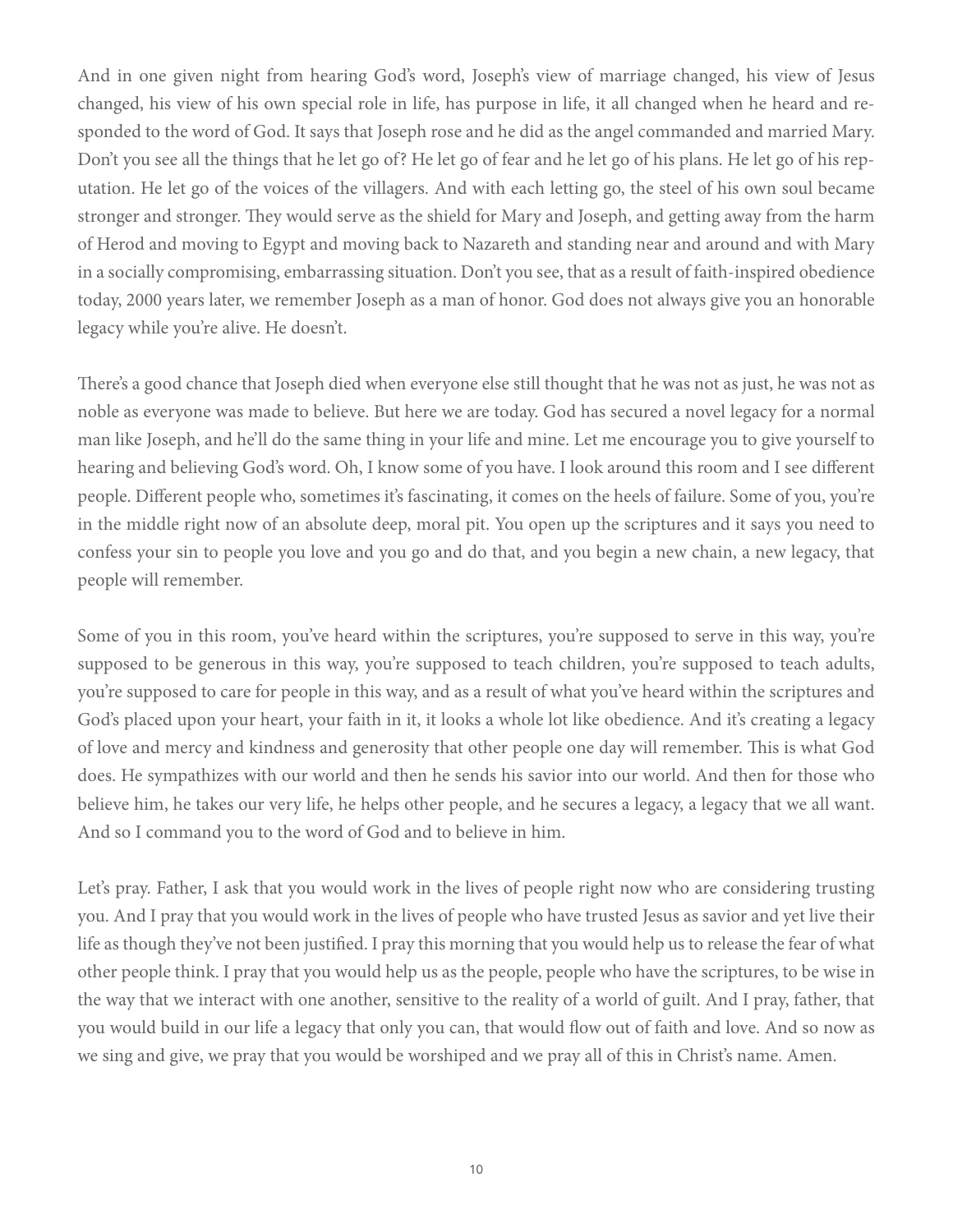And in one given night from hearing God's word, Joseph's view of marriage changed, his view of Jesus changed, his view of his own special role in life, has purpose in life, it all changed when he heard and responded to the word of God. It says that Joseph rose and he did as the angel commanded and married Mary. Don't you see all the things that he let go of? He let go of fear and he let go of his plans. He let go of his reputation. He let go of the voices of the villagers. And with each letting go, the steel of his own soul became stronger and stronger. They would serve as the shield for Mary and Joseph, and getting away from the harm of Herod and moving to Egypt and moving back to Nazareth and standing near and around and with Mary in a socially compromising, embarrassing situation. Don't you see, that as a result of faith-inspired obedience today, 2000 years later, we remember Joseph as a man of honor. God does not always give you an honorable legacy while you're alive. He doesn't.

There's a good chance that Joseph died when everyone else still thought that he was not as just, he was not as noble as everyone was made to believe. But here we are today. God has secured a novel legacy for a normal man like Joseph, and he'll do the same thing in your life and mine. Let me encourage you to give yourself to hearing and believing God's word. Oh, I know some of you have. I look around this room and I see different people. Different people who, sometimes it's fascinating, it comes on the heels of failure. Some of you, you're in the middle right now of an absolute deep, moral pit. You open up the scriptures and it says you need to confess your sin to people you love and you go and do that, and you begin a new chain, a new legacy, that people will remember.

Some of you in this room, you've heard within the scriptures, you're supposed to serve in this way, you're supposed to be generous in this way, you're supposed to teach children, you're supposed to teach adults, you're supposed to care for people in this way, and as a result of what you've heard within the scriptures and God's placed upon your heart, your faith in it, it looks a whole lot like obedience. And it's creating a legacy of love and mercy and kindness and generosity that other people one day will remember. This is what God does. He sympathizes with our world and then he sends his savior into our world. And then for those who believe him, he takes our very life, he helps other people, and he secures a legacy, a legacy that we all want. And so I command you to the word of God and to believe in him.

Let's pray. Father, I ask that you would work in the lives of people right now who are considering trusting you. And I pray that you would work in the lives of people who have trusted Jesus as savior and yet live their life as though they've not been justified. I pray this morning that you would help us to release the fear of what other people think. I pray that you would help us as the people, people who have the scriptures, to be wise in the way that we interact with one another, sensitive to the reality of a world of guilt. And I pray, father, that you would build in our life a legacy that only you can, that would flow out of faith and love. And so now as we sing and give, we pray that you would be worshiped and we pray all of this in Christ's name. Amen.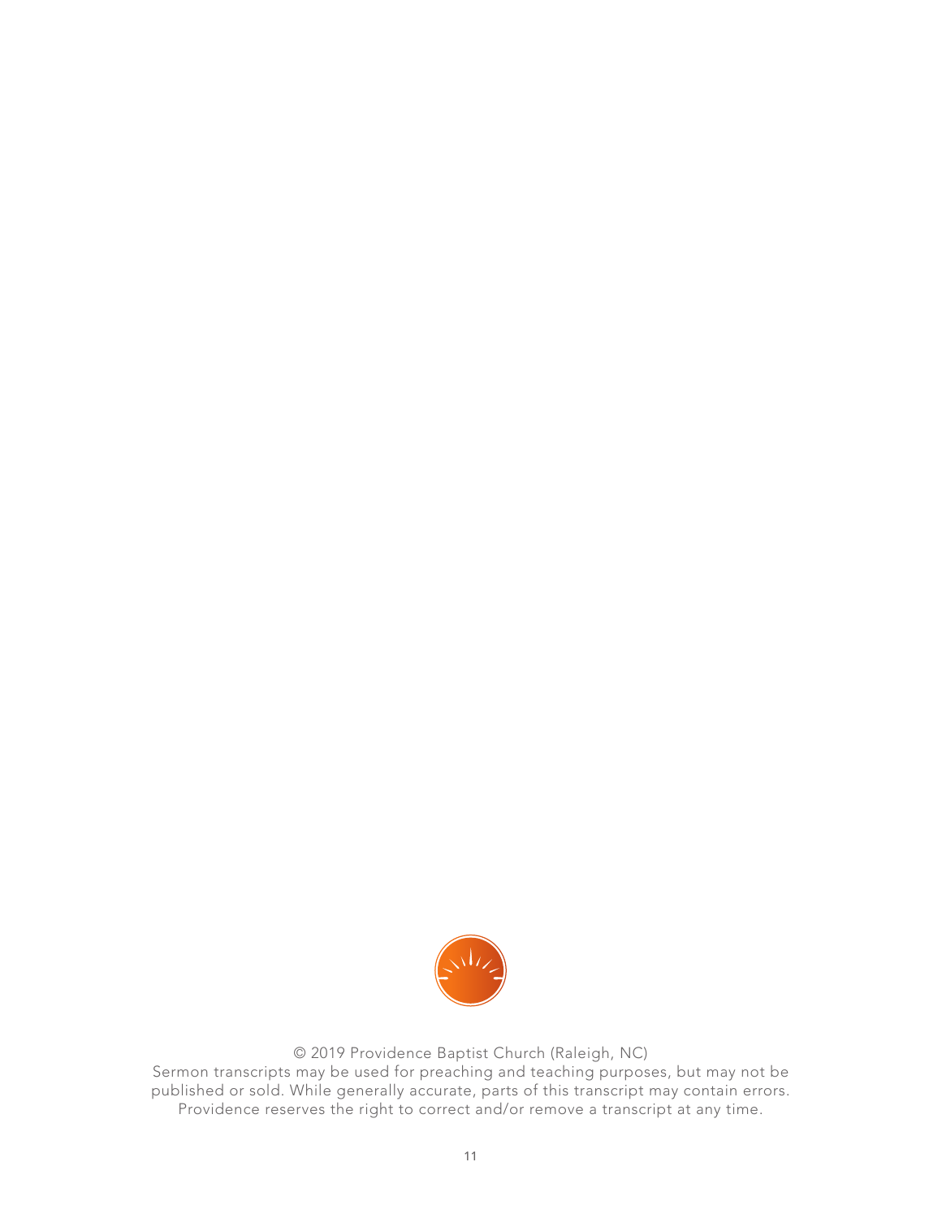© 2019 Providence Baptist Church (Raleigh, NC)
Sermon transcripts may be used for preaching and teaching purposes, but may not be published or sold. While generally accurate, parts of this transcript may contain errors. Providence reserves the right to correct and/or remove a transcript at any time.